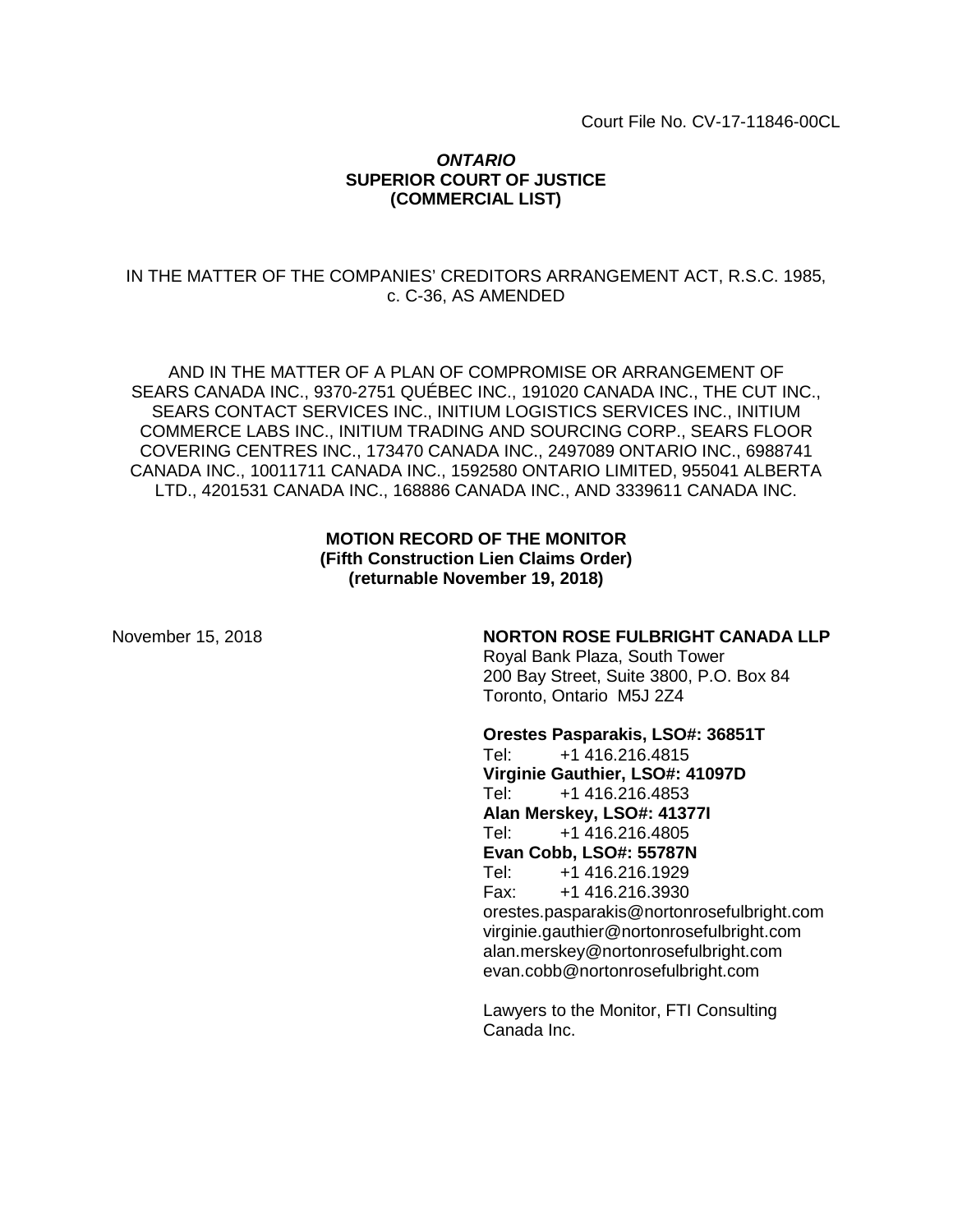Court File No. CV-17-11846-00CL

***ONTARIO***
**SUPERIOR COURT OF JUSTICE**
**(COMMERCIAL LIST)**

IN THE MATTER OF THE COMPANIES' CREDITORS ARRANGEMENT ACT, R.S.C. 1985, c. C-36, AS AMENDED

AND IN THE MATTER OF A PLAN OF COMPROMISE OR ARRANGEMENT OF SEARS CANADA INC., 9370-2751 QUÉBEC INC., 191020 CANADA INC., THE CUT INC., SEARS CONTACT SERVICES INC., INITIUM LOGISTICS SERVICES INC., INITIUM COMMERCE LABS INC., INITIUM TRADING AND SOURCING CORP., SEARS FLOOR COVERING CENTRES INC., 173470 CANADA INC., 2497089 ONTARIO INC., 6988741 CANADA INC., 10011711 CANADA INC., 1592580 ONTARIO LIMITED, 955041 ALBERTA LTD., 4201531 CANADA INC., 168886 CANADA INC., AND 3339611 CANADA INC.

**MOTION RECORD OF THE MONITOR**
**(Fifth Construction Lien Claims Order)**
**(returnable November 19, 2018)**

November 15, 2018

**NORTON ROSE FULBRIGHT CANADA LLP**
Royal Bank Plaza, South Tower
200 Bay Street, Suite 3800, P.O. Box 84
Toronto, Ontario M5J 2Z4

**Orestes Pasparakis, LSO#: 36851T**
Tel: +1 416.216.4815
**Virginie Gauthier, LSO#: 41097D**
Tel: +1 416.216.4853
**Alan Merskey, LSO#: 41377I**
Tel: +1 416.216.4805
**Evan Cobb, LSO#: 55787N**
Tel: +1 416.216.1929
Fax: +1 416.216.3930
orestes.pasparakis@nortonrosefulbright.com
virginie.gauthier@nortonrosefulbright.com
alan.merskey@nortonrosefulbright.com
evan.cobb@nortonrosefulbright.com

Lawyers to the Monitor, FTI Consulting Canada Inc.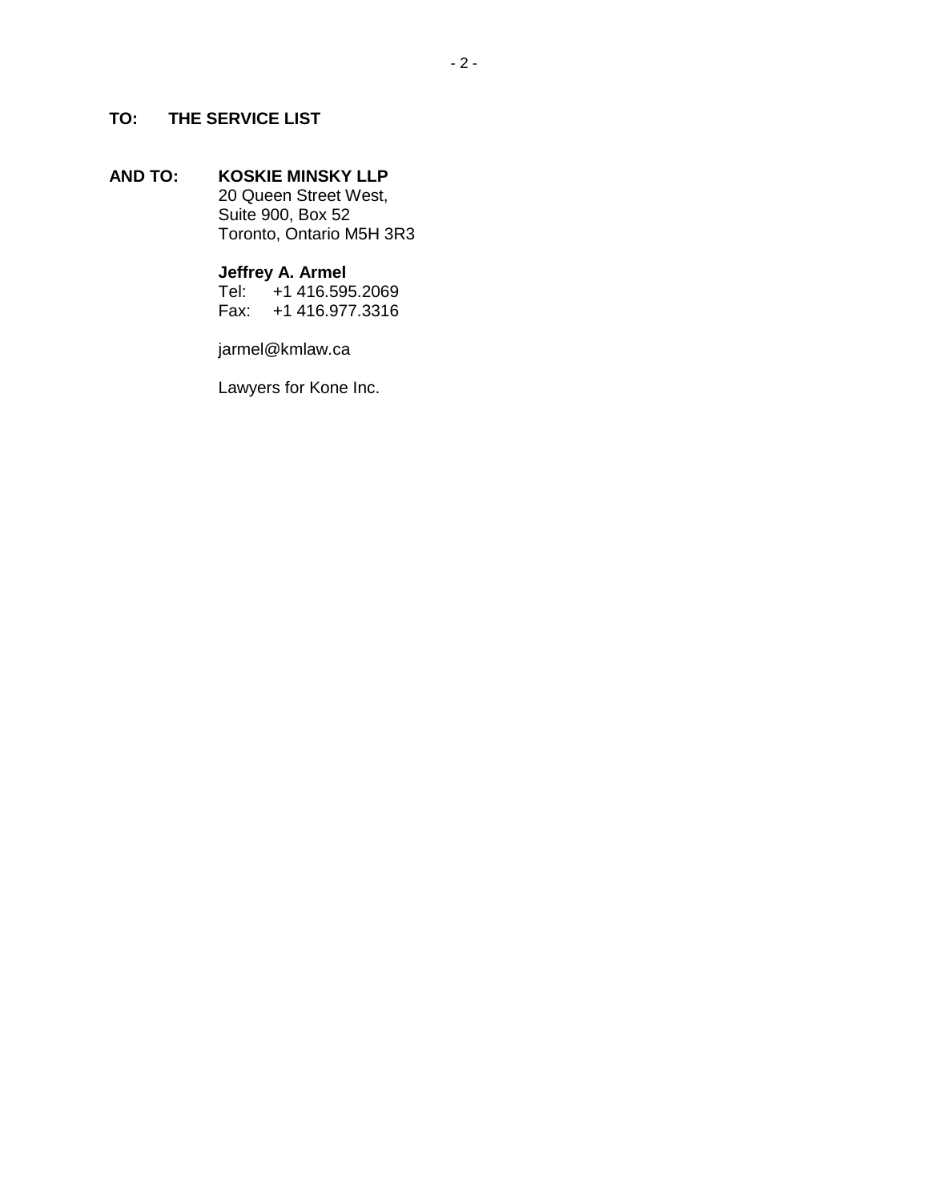**TO: THE SERVICE LIST**

**AND TO: KOSKIE MINSKY LLP**
20 Queen Street West,
Suite 900, Box 52
Toronto, Ontario M5H 3R3

**Jeffrey A. Armel**
Tel: +1 416.595.2069
Fax: +1 416.977.3316

jarmel@kmlaw.ca

Lawyers for Kone Inc.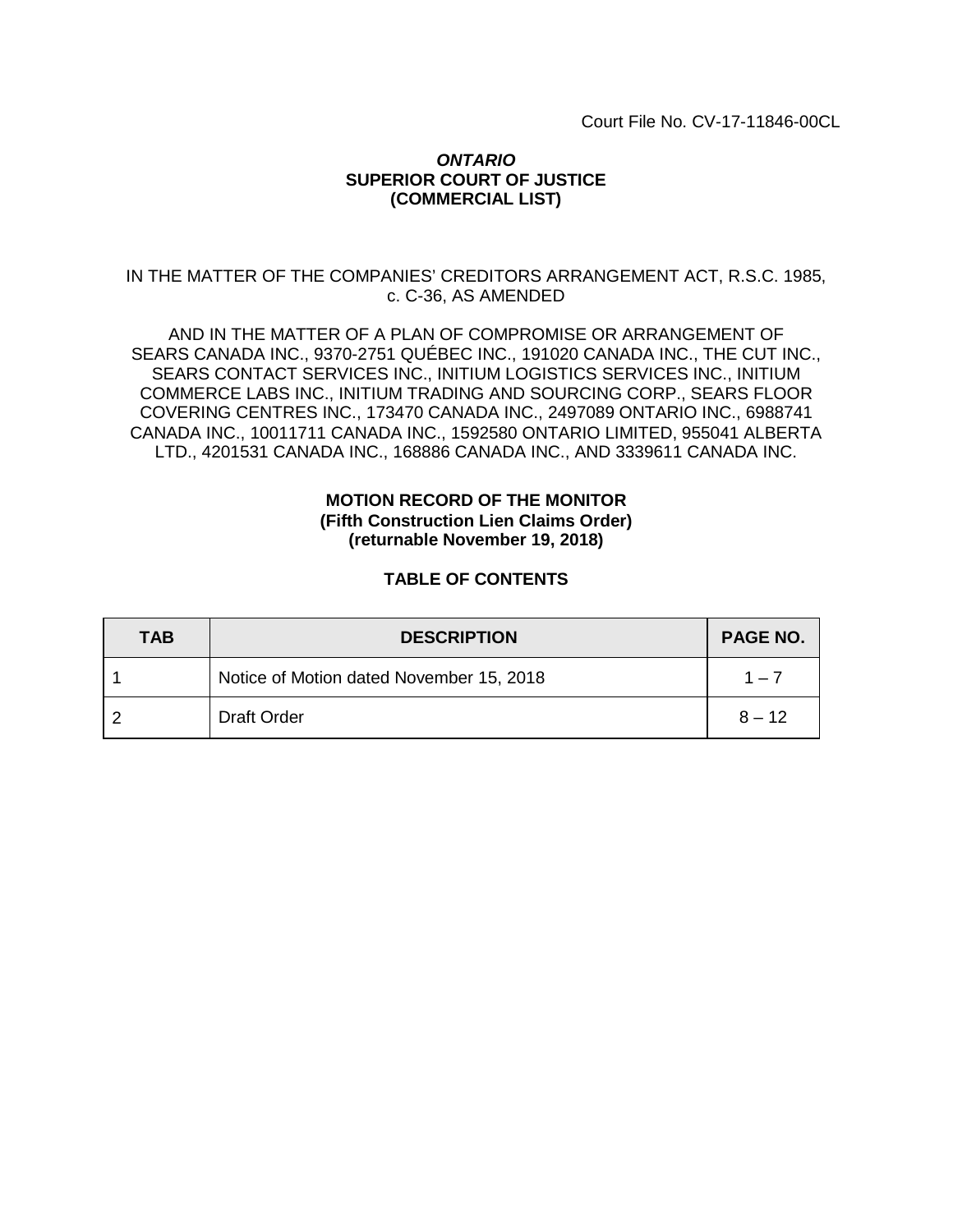Court File No. CV-17-11846-00CL

***ONTARIO***
**SUPERIOR COURT OF JUSTICE**
**(COMMERCIAL LIST)**

IN THE MATTER OF THE COMPANIES' CREDITORS ARRANGEMENT ACT, R.S.C. 1985, c. C-36, AS AMENDED

AND IN THE MATTER OF A PLAN OF COMPROMISE OR ARRANGEMENT OF SEARS CANADA INC., 9370-2751 QUÉBEC INC., 191020 CANADA INC., THE CUT INC., SEARS CONTACT SERVICES INC., INITIUM LOGISTICS SERVICES INC., INITIUM COMMERCE LABS INC., INITIUM TRADING AND SOURCING CORP., SEARS FLOOR COVERING CENTRES INC., 173470 CANADA INC., 2497089 ONTARIO INC., 6988741 CANADA INC., 10011711 CANADA INC., 1592580 ONTARIO LIMITED, 955041 ALBERTA LTD., 4201531 CANADA INC., 168886 CANADA INC., AND 3339611 CANADA INC.

**MOTION RECORD OF THE MONITOR**
**(Fifth Construction Lien Claims Order)**
**(returnable November 19, 2018)**

**TABLE OF CONTENTS**

| TAB | DESCRIPTION | PAGE NO. |
|---|---|---|
| 1 | Notice of Motion dated November 15, 2018 | 1 – 7 |
| 2 | Draft Order | 8 – 12 |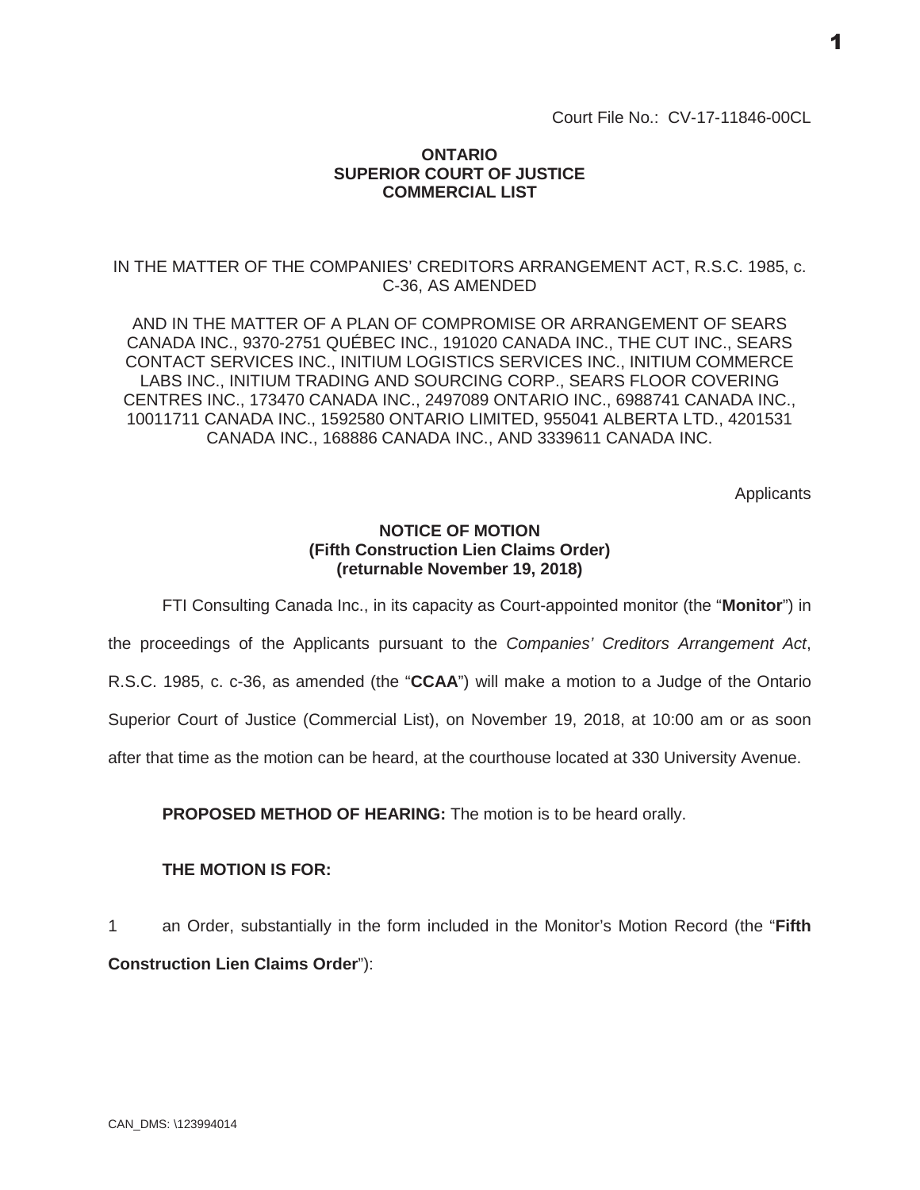Court File No.: CV-17-11846-00CL

**ONTARIO**
**SUPERIOR COURT OF JUSTICE**
**COMMERCIAL LIST**

IN THE MATTER OF THE COMPANIES' CREDITORS ARRANGEMENT ACT, R.S.C. 1985, c. C-36, AS AMENDED

AND IN THE MATTER OF A PLAN OF COMPROMISE OR ARRANGEMENT OF SEARS CANADA INC., 9370-2751 QUÉBEC INC., 191020 CANADA INC., THE CUT INC., SEARS CONTACT SERVICES INC., INITIUM LOGISTICS SERVICES INC., INITIUM COMMERCE LABS INC., INITIUM TRADING AND SOURCING CORP., SEARS FLOOR COVERING CENTRES INC., 173470 CANADA INC., 2497089 ONTARIO INC., 6988741 CANADA INC., 10011711 CANADA INC., 1592580 ONTARIO LIMITED, 955041 ALBERTA LTD., 4201531 CANADA INC., 168886 CANADA INC., AND 3339611 CANADA INC.

Applicants

**NOTICE OF MOTION**
**(Fifth Construction Lien Claims Order)**
**(returnable November 19, 2018)**

FTI Consulting Canada Inc., in its capacity as Court-appointed monitor (the "**Monitor**") in the proceedings of the Applicants pursuant to the *Companies' Creditors Arrangement Act*, R.S.C. 1985, c. c-36, as amended (the "**CCAA**") will make a motion to a Judge of the Ontario Superior Court of Justice (Commercial List), on November 19, 2018, at 10:00 am or as soon after that time as the motion can be heard, at the courthouse located at 330 University Avenue.

**PROPOSED METHOD OF HEARING:** The motion is to be heard orally.

**THE MOTION IS FOR:**

1 an Order, substantially in the form included in the Monitor's Motion Record (the "**Fifth Construction Lien Claims Order**"):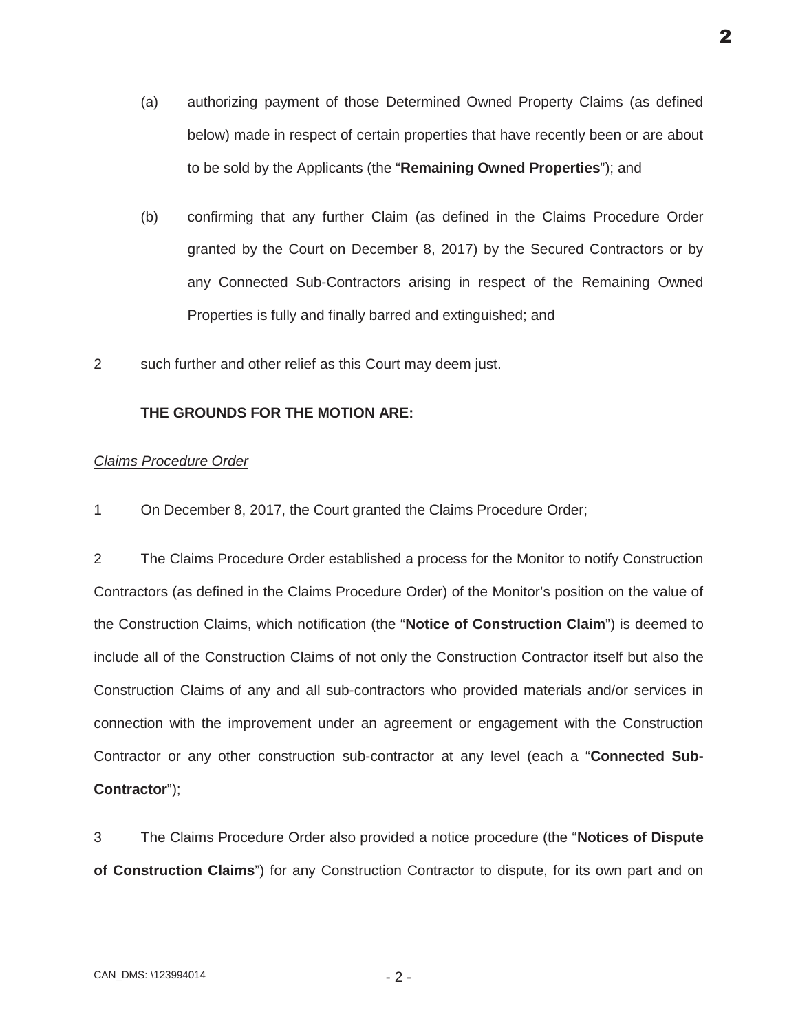(a) authorizing payment of those Determined Owned Property Claims (as defined below) made in respect of certain properties that have recently been or are about to be sold by the Applicants (the "**Remaining Owned Properties**"); and

(b) confirming that any further Claim (as defined in the Claims Procedure Order granted by the Court on December 8, 2017) by the Secured Contractors or by any Connected Sub-Contractors arising in respect of the Remaining Owned Properties is fully and finally barred and extinguished; and

2 such further and other relief as this Court may deem just.

**THE GROUNDS FOR THE MOTION ARE:**

*Claims Procedure Order*

1 On December 8, 2017, the Court granted the Claims Procedure Order;

2 The Claims Procedure Order established a process for the Monitor to notify Construction Contractors (as defined in the Claims Procedure Order) of the Monitor's position on the value of the Construction Claims, which notification (the "**Notice of Construction Claim**") is deemed to include all of the Construction Claims of not only the Construction Contractor itself but also the Construction Claims of any and all sub-contractors who provided materials and/or services in connection with the improvement under an agreement or engagement with the Construction Contractor or any other construction sub-contractor at any level (each a "**Connected Sub-Contractor**");

3 The Claims Procedure Order also provided a notice procedure (the "**Notices of Dispute of Construction Claims**") for any Construction Contractor to dispute, for its own part and on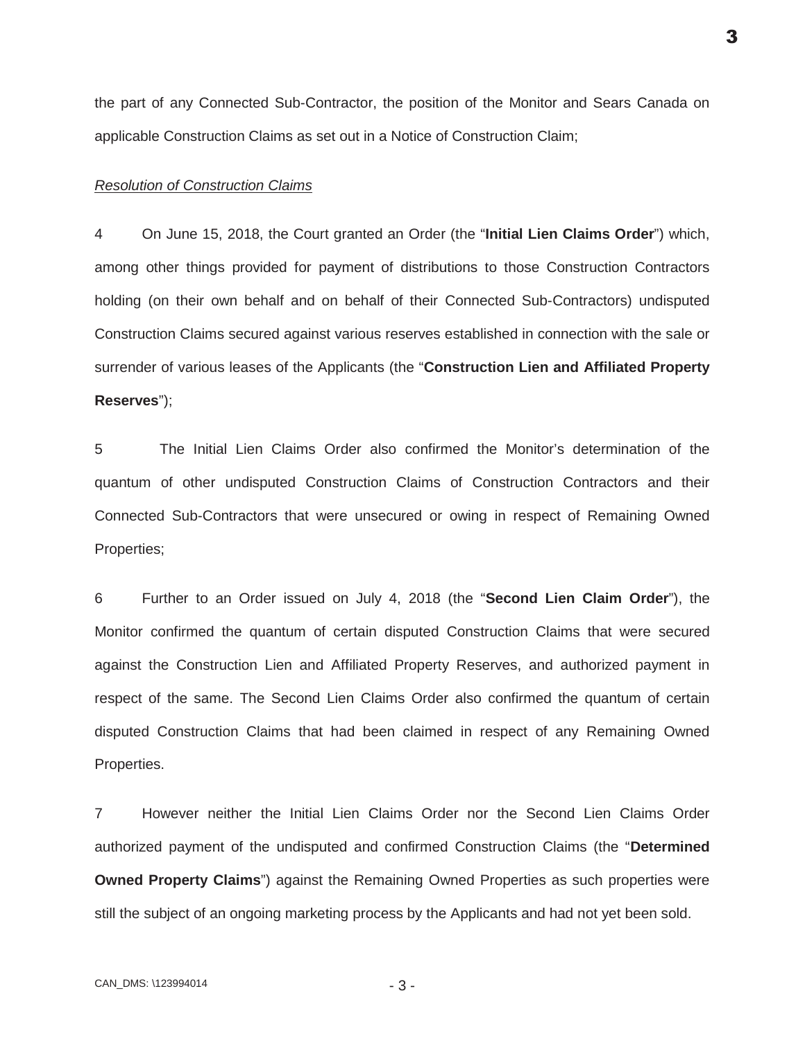the part of any Connected Sub-Contractor, the position of the Monitor and Sears Canada on applicable Construction Claims as set out in a Notice of Construction Claim;

*Resolution of Construction Claims*

4 On June 15, 2018, the Court granted an Order (the "**Initial Lien Claims Order**") which, among other things provided for payment of distributions to those Construction Contractors holding (on their own behalf and on behalf of their Connected Sub-Contractors) undisputed Construction Claims secured against various reserves established in connection with the sale or surrender of various leases of the Applicants (the "**Construction Lien and Affiliated Property Reserves**");

5 The Initial Lien Claims Order also confirmed the Monitor's determination of the quantum of other undisputed Construction Claims of Construction Contractors and their Connected Sub-Contractors that were unsecured or owing in respect of Remaining Owned Properties;

6 Further to an Order issued on July 4, 2018 (the "**Second Lien Claim Order**"), the Monitor confirmed the quantum of certain disputed Construction Claims that were secured against the Construction Lien and Affiliated Property Reserves, and authorized payment in respect of the same. The Second Lien Claims Order also confirmed the quantum of certain disputed Construction Claims that had been claimed in respect of any Remaining Owned Properties.

7 However neither the Initial Lien Claims Order nor the Second Lien Claims Order authorized payment of the undisputed and confirmed Construction Claims (the "**Determined Owned Property Claims**") against the Remaining Owned Properties as such properties were still the subject of an ongoing marketing process by the Applicants and had not yet been sold.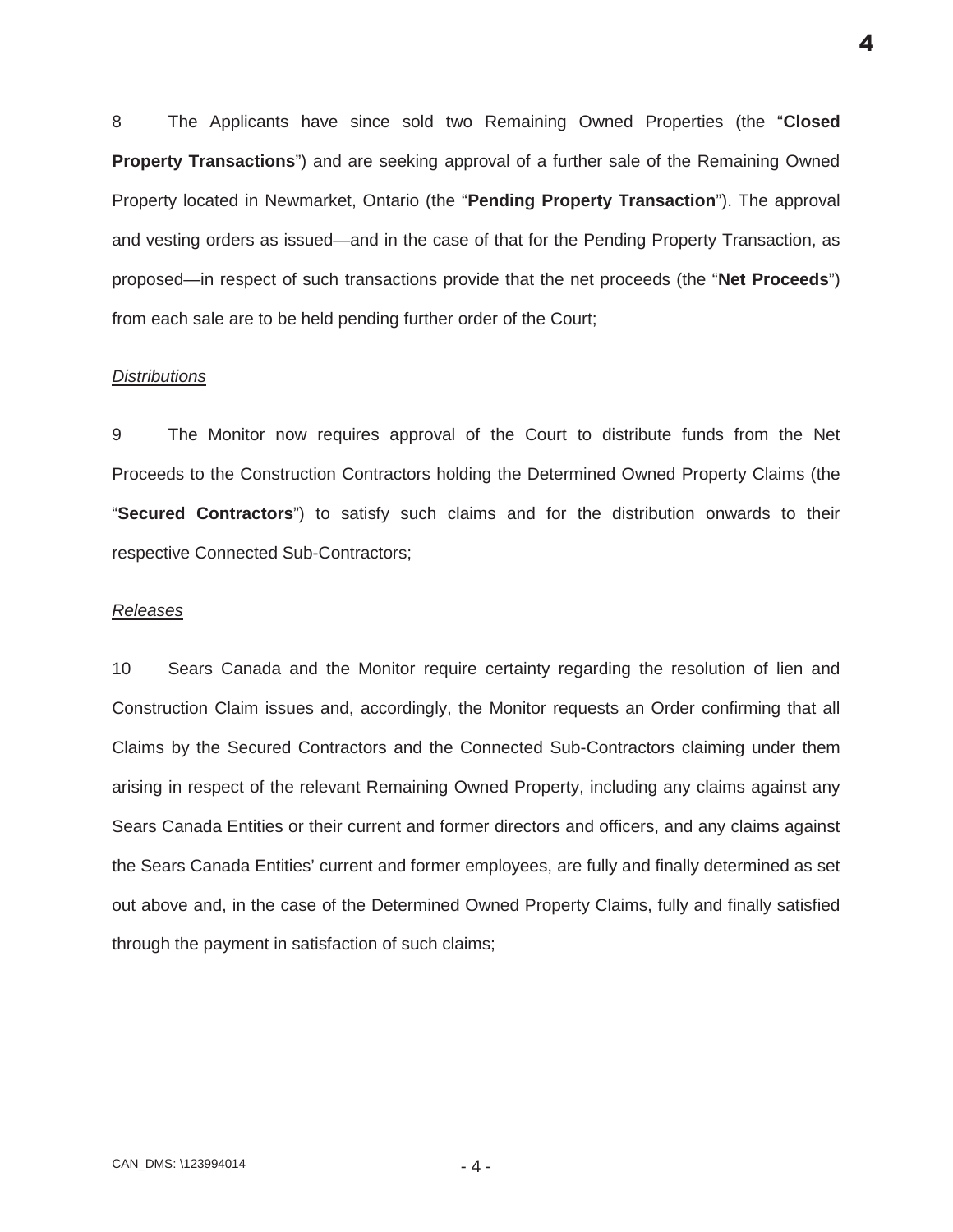8 The Applicants have since sold two Remaining Owned Properties (the "**Closed Property Transactions**") and are seeking approval of a further sale of the Remaining Owned Property located in Newmarket, Ontario (the "**Pending Property Transaction**"). The approval and vesting orders as issued—and in the case of that for the Pending Property Transaction, as proposed—in respect of such transactions provide that the net proceeds (the "**Net Proceeds**") from each sale are to be held pending further order of the Court;

*Distributions*

9 The Monitor now requires approval of the Court to distribute funds from the Net Proceeds to the Construction Contractors holding the Determined Owned Property Claims (the "**Secured Contractors**") to satisfy such claims and for the distribution onwards to their respective Connected Sub-Contractors;

*Releases*

10 Sears Canada and the Monitor require certainty regarding the resolution of lien and Construction Claim issues and, accordingly, the Monitor requests an Order confirming that all Claims by the Secured Contractors and the Connected Sub-Contractors claiming under them arising in respect of the relevant Remaining Owned Property, including any claims against any Sears Canada Entities or their current and former directors and officers, and any claims against the Sears Canada Entities' current and former employees, are fully and finally determined as set out above and, in the case of the Determined Owned Property Claims, fully and finally satisfied through the payment in satisfaction of such claims;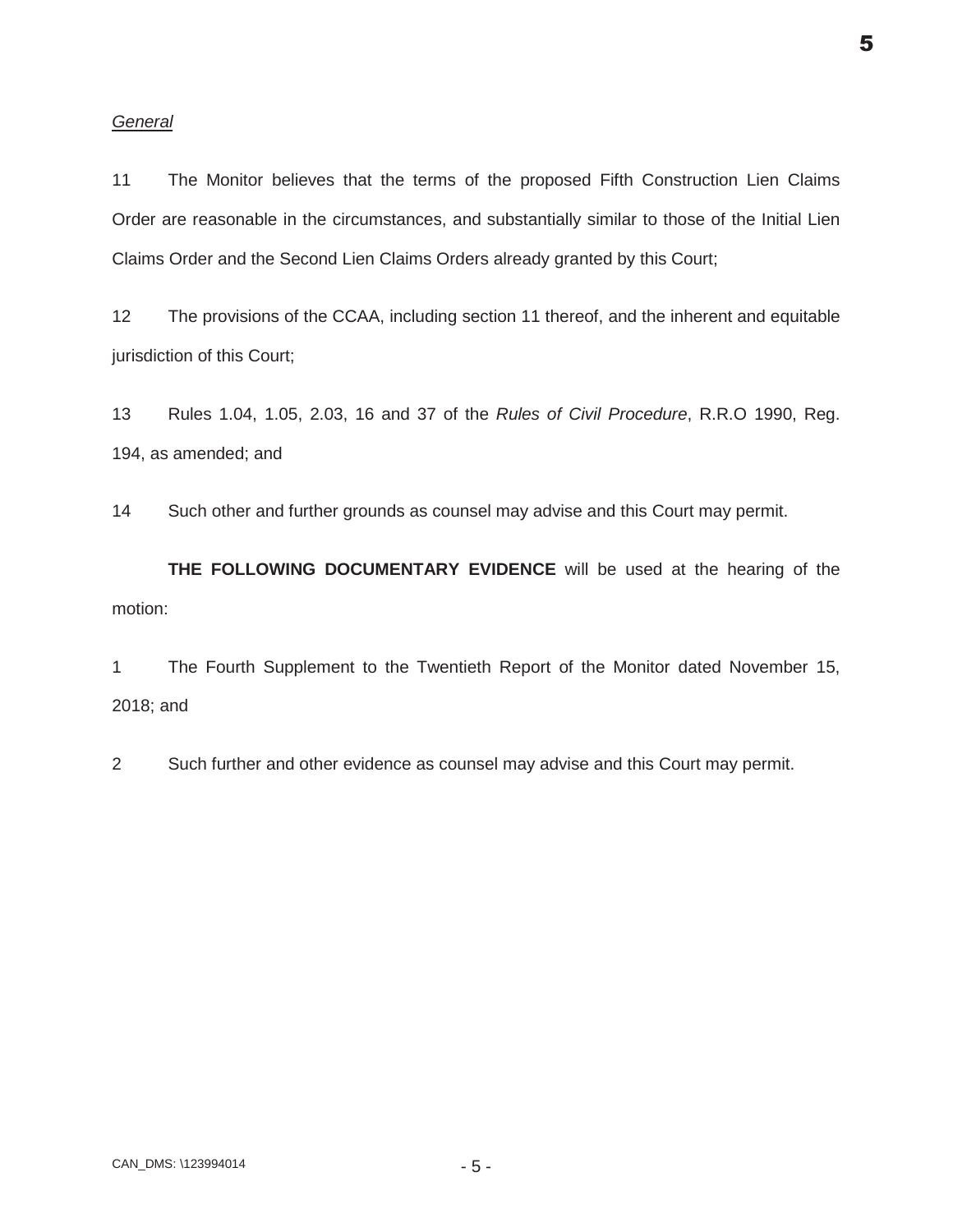*General*

11 The Monitor believes that the terms of the proposed Fifth Construction Lien Claims Order are reasonable in the circumstances, and substantially similar to those of the Initial Lien Claims Order and the Second Lien Claims Orders already granted by this Court;

12 The provisions of the CCAA, including section 11 thereof, and the inherent and equitable jurisdiction of this Court;

13 Rules 1.04, 1.05, 2.03, 16 and 37 of the *Rules of Civil Procedure*, R.R.O 1990, Reg. 194, as amended; and

14 Such other and further grounds as counsel may advise and this Court may permit.

**THE FOLLOWING DOCUMENTARY EVIDENCE** will be used at the hearing of the motion:

1 The Fourth Supplement to the Twentieth Report of the Monitor dated November 15, 2018; and

2 Such further and other evidence as counsel may advise and this Court may permit.

CAN_DMS: \123994014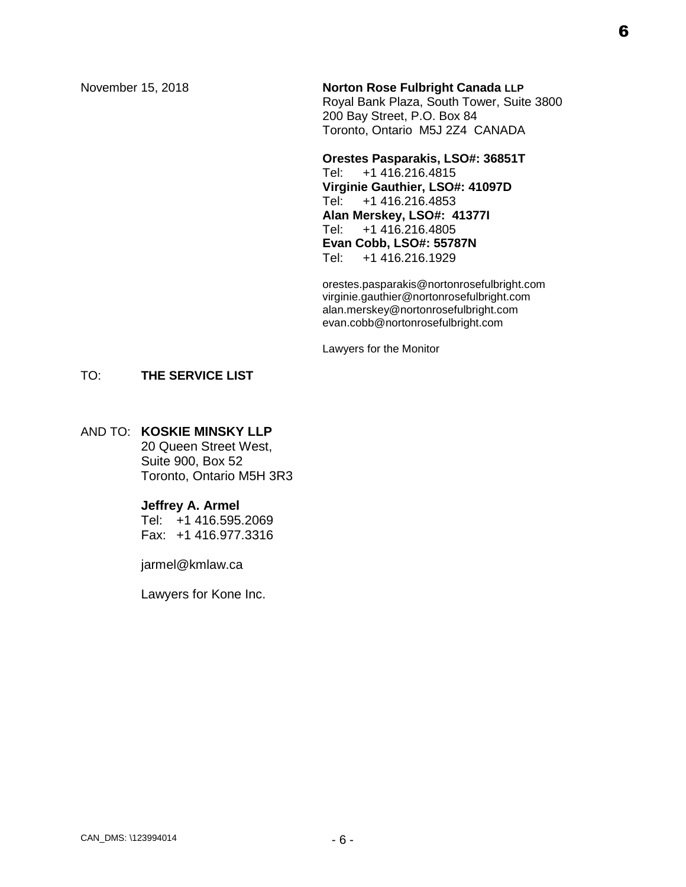November 15, 2018

**Norton Rose Fulbright Canada LLP**
Royal Bank Plaza, South Tower, Suite 3800
200 Bay Street, P.O. Box 84
Toronto, Ontario M5J 2Z4 CANADA

**Orestes Pasparakis, LSO#: 36851T**
Tel: +1 416.216.4815
**Virginie Gauthier, LSO#: 41097D**
Tel: +1 416.216.4853
**Alan Merskey, LSO#: 41377I**
Tel: +1 416.216.4805
**Evan Cobb, LSO#: 55787N**
Tel: +1 416.216.1929

orestes.pasparakis@nortonrosefulbright.com
virginie.gauthier@nortonrosefulbright.com
alan.merskey@nortonrosefulbright.com
evan.cobb@nortonrosefulbright.com

Lawyers for the Monitor

TO: **THE SERVICE LIST**

AND TO: **KOSKIE MINSKY LLP**
20 Queen Street West,
Suite 900, Box 52
Toronto, Ontario M5H 3R3

**Jeffrey A. Armel**
Tel: +1 416.595.2069
Fax: +1 416.977.3316

jarmel@kmlaw.ca

Lawyers for Kone Inc.

CAN_DMS: \123994014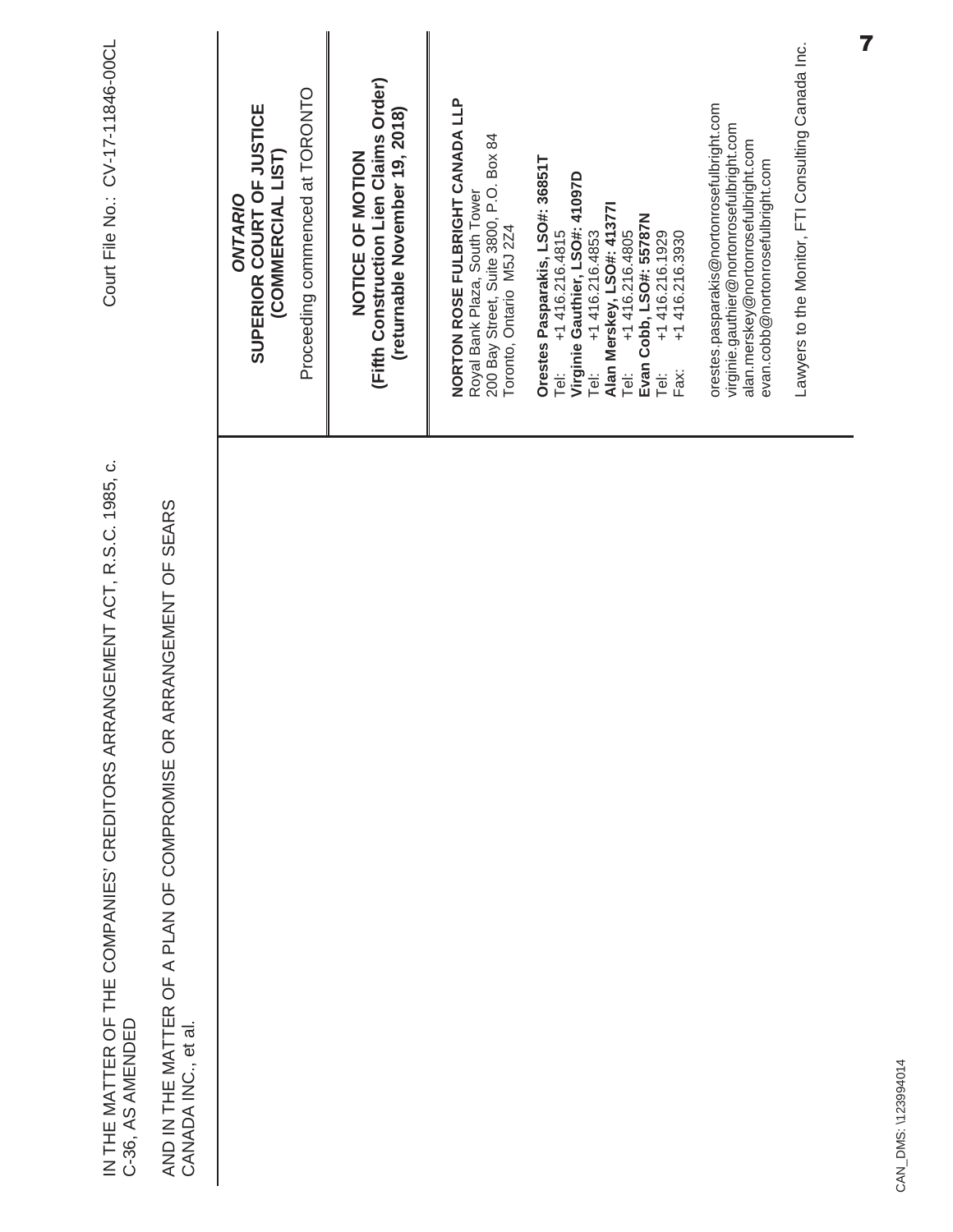IN THE MATTER OF THE COMPANIES' CREDITORS ARRANGEMENT ACT, R.S.C. 1985, c. C-36, AS AMENDED

AND IN THE MATTER OF A PLAN OF COMPROMISE OR ARRANGEMENT OF SEARS CANADA INC., et al.

Court File No.: CV-17-11846-00CL

***ONTARIO***
**SUPERIOR COURT OF JUSTICE**
**(COMMERCIAL LIST)**

Proceeding commenced at TORONTO

**NOTICE OF MOTION**
**(Fifth Construction Lien Claims Order)**
**(returnable November 19, 2018)**

**NORTON ROSE FULBRIGHT CANADA LLP**
Royal Bank Plaza, South Tower
200 Bay Street, Suite 3800, P.O. Box 84
Toronto, Ontario M5J 2Z4

**Orestes Pasparakis, LSO#: 36851T**
Tel: +1 416.216.4815
**Virginie Gauthier, LSO#: 41097D**
Tel: +1 416.216.4853
**Alan Merskey, LSO#: 41377I**
Tel: +1 416.216.4805
**Evan Cobb, LSO#: 55787N**
Tel: +1 416.216.1929
Fax: +1 416.216.3930

orestes.pasparakis@nortonrosefulbright.com
virginie.gauthier@nortonrosefulbright.com
alan.merskey@nortonrosefulbright.com
evan.cobb@nortonrosefulbright.com

Lawyers to the Monitor, FTI Consulting Canada Inc.

CAN_DMS: \123994014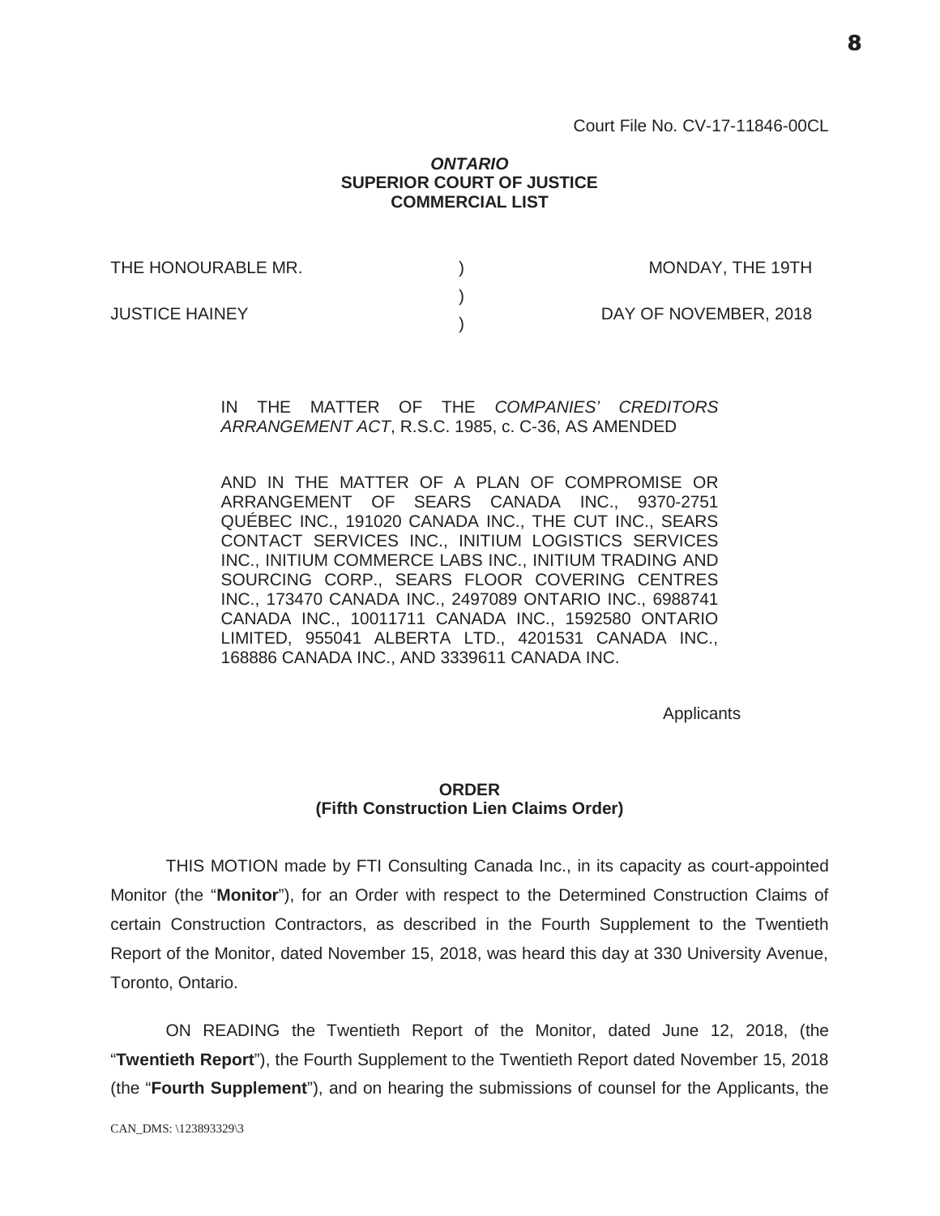Court File No. CV-17-11846-00CL

***ONTARIO***
**SUPERIOR COURT OF JUSTICE**
**COMMERCIAL LIST**

| | | |
|---|---|---|
| THE HONOURABLE MR. | ) | MONDAY, THE 19TH |
| | ) | |
| JUSTICE HAINEY | ) | DAY OF NOVEMBER, 2018 |

IN THE MATTER OF THE *COMPANIES' CREDITORS ARRANGEMENT ACT*, R.S.C. 1985, c. C-36, AS AMENDED

AND IN THE MATTER OF A PLAN OF COMPROMISE OR ARRANGEMENT OF SEARS CANADA INC., 9370-2751 QUÉBEC INC., 191020 CANADA INC., THE CUT INC., SEARS CONTACT SERVICES INC., INITIUM LOGISTICS SERVICES INC., INITIUM COMMERCE LABS INC., INITIUM TRADING AND SOURCING CORP., SEARS FLOOR COVERING CENTRES INC., 173470 CANADA INC., 2497089 ONTARIO INC., 6988741 CANADA INC., 10011711 CANADA INC., 1592580 ONTARIO LIMITED, 955041 ALBERTA LTD., 4201531 CANADA INC., 168886 CANADA INC., AND 3339611 CANADA INC.

Applicants

**ORDER**
**(Fifth Construction Lien Claims Order)**

THIS MOTION made by FTI Consulting Canada Inc., in its capacity as court-appointed Monitor (the "**Monitor**"), for an Order with respect to the Determined Construction Claims of certain Construction Contractors, as described in the Fourth Supplement to the Twentieth Report of the Monitor, dated November 15, 2018, was heard this day at 330 University Avenue, Toronto, Ontario.

ON READING the Twentieth Report of the Monitor, dated June 12, 2018, (the "**Twentieth Report**"), the Fourth Supplement to the Twentieth Report dated November 15, 2018 (the "**Fourth Supplement**"), and on hearing the submissions of counsel for the Applicants, the

CAN_DMS: \123893329\3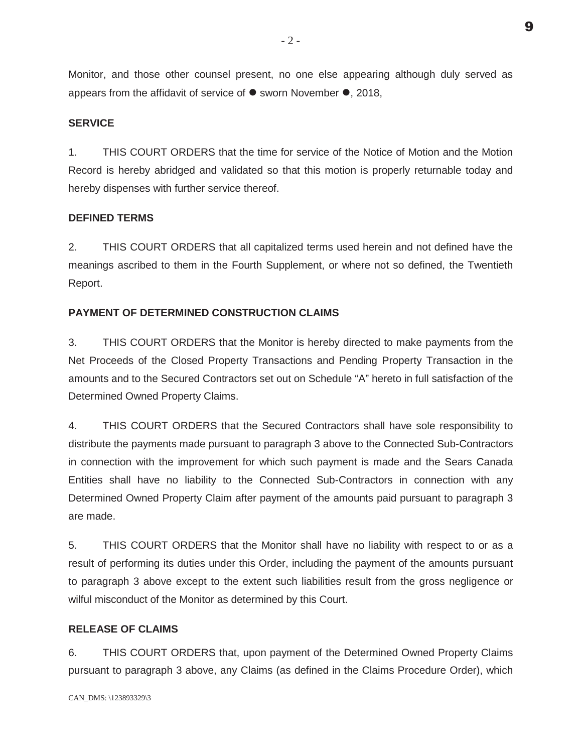Monitor, and those other counsel present, no one else appearing although duly served as appears from the affidavit of service of ● sworn November ●, 2018,

**SERVICE**

1. THIS COURT ORDERS that the time for service of the Notice of Motion and the Motion Record is hereby abridged and validated so that this motion is properly returnable today and hereby dispenses with further service thereof.

**DEFINED TERMS**

2. THIS COURT ORDERS that all capitalized terms used herein and not defined have the meanings ascribed to them in the Fourth Supplement, or where not so defined, the Twentieth Report.

**PAYMENT OF DETERMINED CONSTRUCTION CLAIMS**

3. THIS COURT ORDERS that the Monitor is hereby directed to make payments from the Net Proceeds of the Closed Property Transactions and Pending Property Transaction in the amounts and to the Secured Contractors set out on Schedule "A" hereto in full satisfaction of the Determined Owned Property Claims.

4. THIS COURT ORDERS that the Secured Contractors shall have sole responsibility to distribute the payments made pursuant to paragraph 3 above to the Connected Sub-Contractors in connection with the improvement for which such payment is made and the Sears Canada Entities shall have no liability to the Connected Sub-Contractors in connection with any Determined Owned Property Claim after payment of the amounts paid pursuant to paragraph 3 are made.

5. THIS COURT ORDERS that the Monitor shall have no liability with respect to or as a result of performing its duties under this Order, including the payment of the amounts pursuant to paragraph 3 above except to the extent such liabilities result from the gross negligence or wilful misconduct of the Monitor as determined by this Court.

**RELEASE OF CLAIMS**

6. THIS COURT ORDERS that, upon payment of the Determined Owned Property Claims pursuant to paragraph 3 above, any Claims (as defined in the Claims Procedure Order), which

CAN_DMS: \123893329\3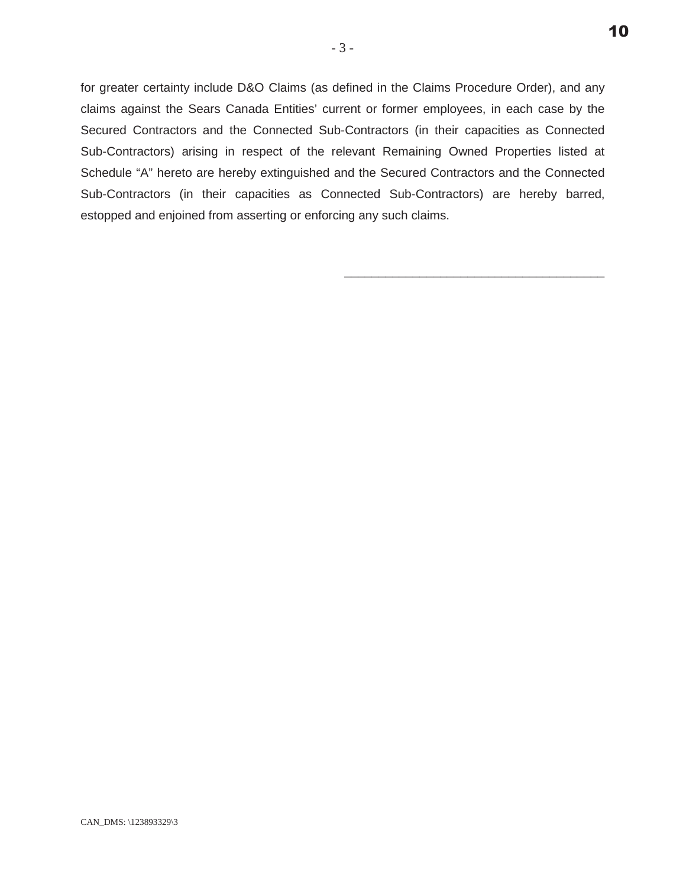for greater certainty include D&O Claims (as defined in the Claims Procedure Order), and any claims against the Sears Canada Entities' current or former employees, in each case by the Secured Contractors and the Connected Sub-Contractors (in their capacities as Connected Sub-Contractors) arising in respect of the relevant Remaining Owned Properties listed at Schedule "A" hereto are hereby extinguished and the Secured Contractors and the Connected Sub-Contractors (in their capacities as Connected Sub-Contractors) are hereby barred, estopped and enjoined from asserting or enforcing any such claims.

\_\_\_\_\_\_\_\_\_\_\_\_\_\_\_\_\_\_\_\_\_\_\_\_\_\_\_\_\_\_\_\_\_\_\_\_\_\_

CAN_DMS: \123893329\3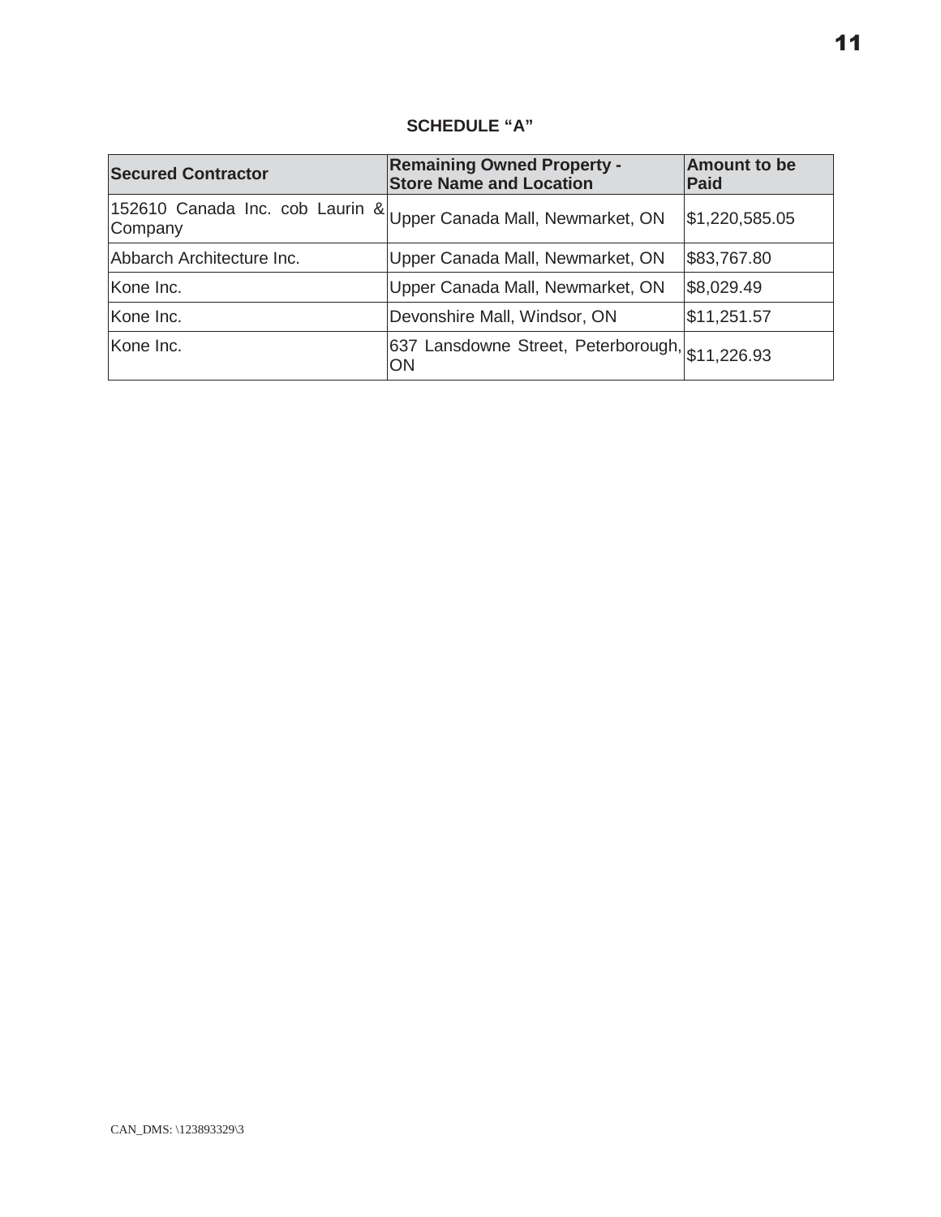**SCHEDULE "A"**

| Secured Contractor | Remaining Owned Property - Store Name and Location | Amount to be Paid |
| --- | --- | --- |
| 152610 Canada Inc. cob Laurin & Company | Upper Canada Mall, Newmarket, ON | $1,220,585.05 |
| Abbarch Architecture Inc. | Upper Canada Mall, Newmarket, ON | $83,767.80 |
| Kone Inc. | Upper Canada Mall, Newmarket, ON | $8,029.49 |
| Kone Inc. | Devonshire Mall, Windsor, ON | $11,251.57 |
| Kone Inc. | 637 Lansdowne Street, Peterborough, ON | $11,226.93 |

CAN_DMS: \123893329\3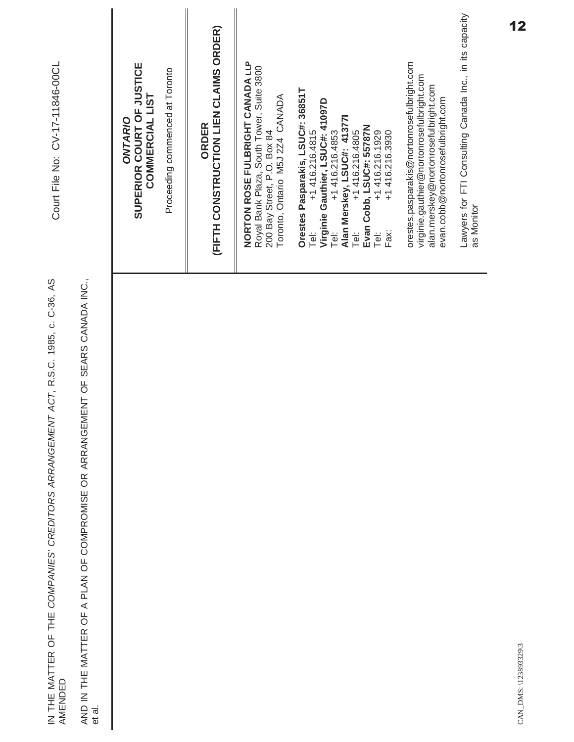IN THE MATTER OF THE *COMPANIES' CREDITORS ARRANGEMENT ACT*, R.S.C. 1985, c. C-36, AS AMENDED

AND IN THE MATTER OF A PLAN OF COMPROMISE OR ARRANGEMENT OF SEARS CANADA INC., et al.

Court File No: CV-17-11846-00CL

***ONTARIO***
**SUPERIOR COURT OF JUSTICE**
**COMMERCIAL LIST**

Proceeding commenced at Toronto

**ORDER**
**(FIFTH CONSTRUCTION LIEN CLAIMS ORDER)**

**NORTON ROSE FULBRIGHT CANADA LLP**
Royal Bank Plaza, South Tower, Suite 3800
200 Bay Street, P.O. Box 84
Toronto, Ontario M5J 2Z4 CANADA

**Orestes Pasparakis, LSUC#: 36851T**
Tel: +1 416.216.4815
**Virginie Gauthier, LSUC#: 41097D**
Tel: +1 416.216.4853
**Alan Merskey, LSUC#: 41377I**
Tel: +1 416.216.4805
**Evan Cobb, LSUC#: 55787N**
Tel: +1 416.216.1929
Fax: +1 416.216.3930

orestes.pasparakis@nortonrosefulbright.com
virginie.gauthier@nortonrosefulbright.com
alan.merskey@nortonrosefulbright.com
evan.cobb@nortonrosefulbright.com

Lawyers for FTI Consulting Canada Inc., in its capacity as Monitor

CAN_DMS: \123893329\3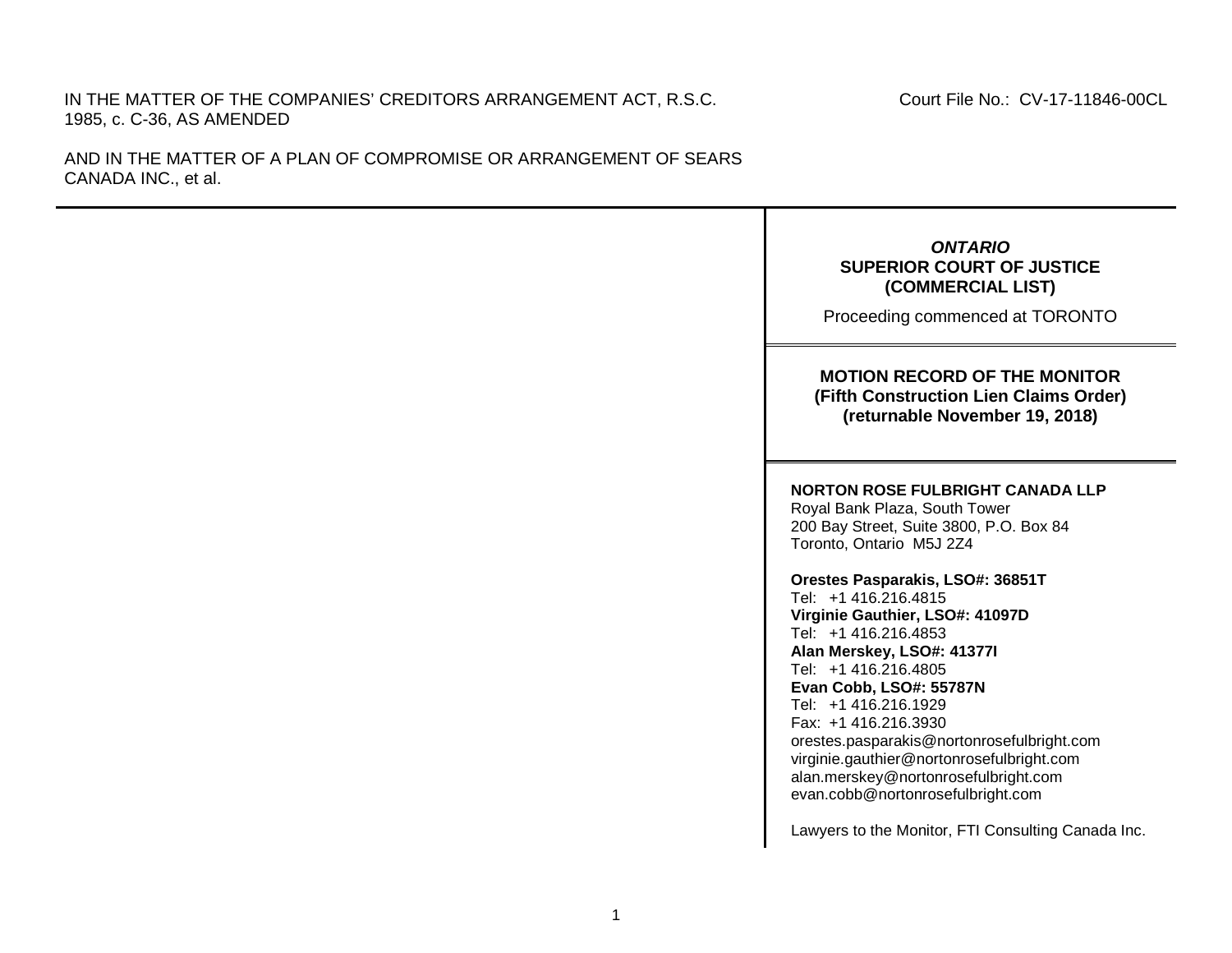IN THE MATTER OF THE COMPANIES' CREDITORS ARRANGEMENT ACT, R.S.C. 1985, c. C-36, AS AMENDED

Court File No.: CV-17-11846-00CL

AND IN THE MATTER OF A PLAN OF COMPROMISE OR ARRANGEMENT OF SEARS CANADA INC., et al.

***ONTARIO***
**SUPERIOR COURT OF JUSTICE**
**(COMMERCIAL LIST)**

Proceeding commenced at TORONTO

**MOTION RECORD OF THE MONITOR**
**(Fifth Construction Lien Claims Order)**
**(returnable November 19, 2018)**

**NORTON ROSE FULBRIGHT CANADA LLP**
Royal Bank Plaza, South Tower
200 Bay Street, Suite 3800, P.O. Box 84
Toronto, Ontario M5J 2Z4

**Orestes Pasparakis, LSO#: 36851T**
Tel: +1 416.216.4815
**Virginie Gauthier, LSO#: 41097D**
Tel: +1 416.216.4853
**Alan Merskey, LSO#: 41377I**
Tel: +1 416.216.4805
**Evan Cobb, LSO#: 55787N**
Tel: +1 416.216.1929
Fax: +1 416.216.3930
orestes.pasparakis@nortonrosefulbright.com
virginie.gauthier@nortonrosefulbright.com
alan.merskey@nortonrosefulbright.com
evan.cobb@nortonrosefulbright.com

Lawyers to the Monitor, FTI Consulting Canada Inc.